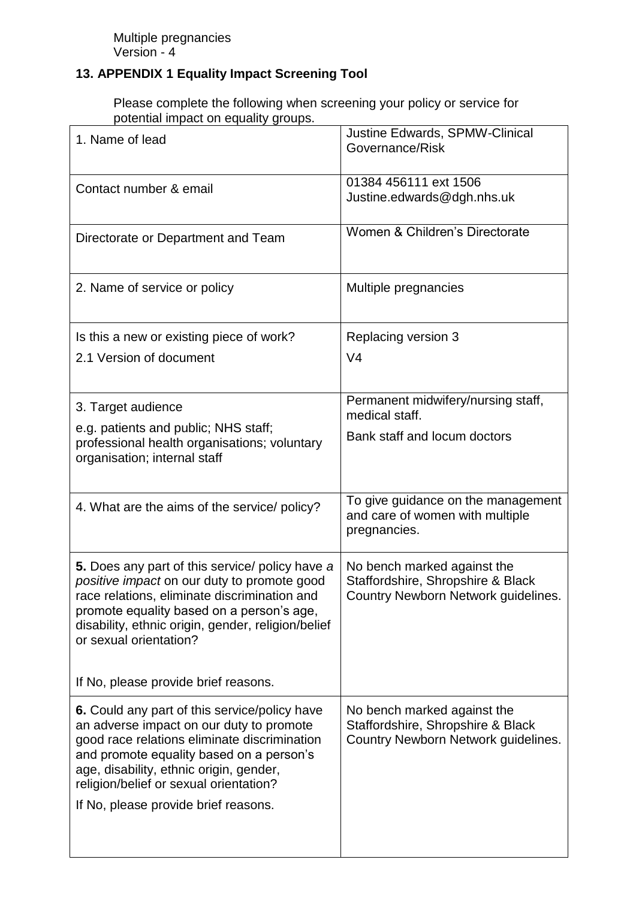## 13. APPENDIX 1 Equality Impact Screening Tool

Please complete the following when screening your policy or service for potential impact on equality groups.

| | |
|---|---|
| 1. Name of lead | Justine Edwards, SPMW-Clinical Governance/Risk |
| Contact number & email | 01384 456111 ext 1506<br>Justine.edwards@dgh.nhs.uk |
| Directorate or Department and Team | Women & Children's Directorate |
| 2. Name of service or policy | Multiple pregnancies |
| Is this a new or existing piece of work?<br>2.1 Version of document | Replacing version 3<br>V4 |
| 3. Target audience<br>e.g. patients and public; NHS staff; professional health organisations; voluntary organisation; internal staff | Permanent midwifery/nursing staff, medical staff.<br>Bank staff and locum doctors |
| 4. What are the aims of the service/ policy? | To give guidance on the management and care of women with multiple pregnancies. |
| **5.** Does any part of this service/ policy have *a positive impact* on our duty to promote good race relations, eliminate discrimination and promote equality based on a person's age, disability, ethnic origin, gender, religion/belief or sexual orientation?<br><br>If No, please provide brief reasons. | No bench marked against the Staffordshire, Shropshire & Black Country Newborn Network guidelines. |
| **6.** Could any part of this service/policy have an adverse impact on our duty to promote good race relations eliminate discrimination and promote equality based on a person's age, disability, ethnic origin, gender, religion/belief or sexual orientation?<br>If No, please provide brief reasons. | No bench marked against the Staffordshire, Shropshire & Black Country Newborn Network guidelines. |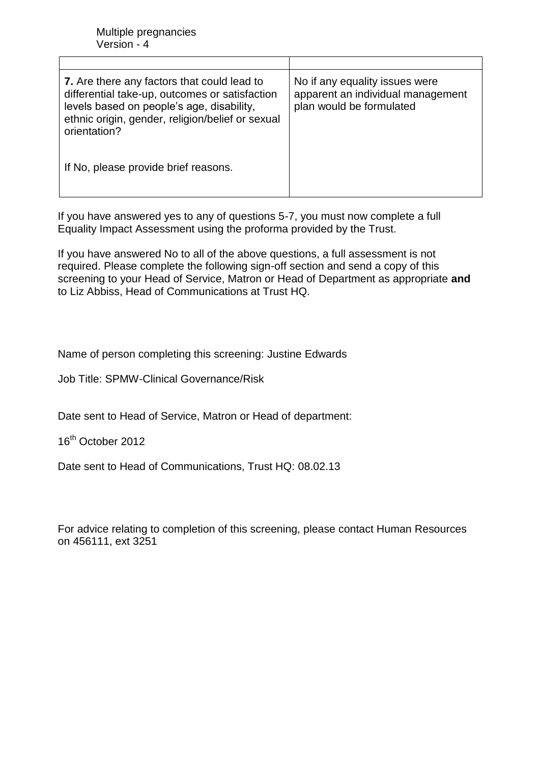| | |
|---|---|
| **7.** Are there any factors that could lead to differential take-up, outcomes or satisfaction levels based on people's age, disability, ethnic origin, gender, religion/belief or sexual orientation?<br><br>If No, please provide brief reasons. | No if any equality issues were apparent an individual management plan would be formulated |

If you have answered yes to any of questions 5-7, you must now complete a full Equality Impact Assessment using the proforma provided by the Trust.

If you have answered No to all of the above questions, a full assessment is not required. Please complete the following sign-off section and send a copy of this screening to your Head of Service, Matron or Head of Department as appropriate **and** to Liz Abbiss, Head of Communications at Trust HQ.

Name of person completing this screening: Justine Edwards

Job Title: SPMW-Clinical Governance/Risk

Date sent to Head of Service, Matron or Head of department:

16th October 2012

Date sent to Head of Communications, Trust HQ: 08.02.13

For advice relating to completion of this screening, please contact Human Resources on 456111, ext 3251